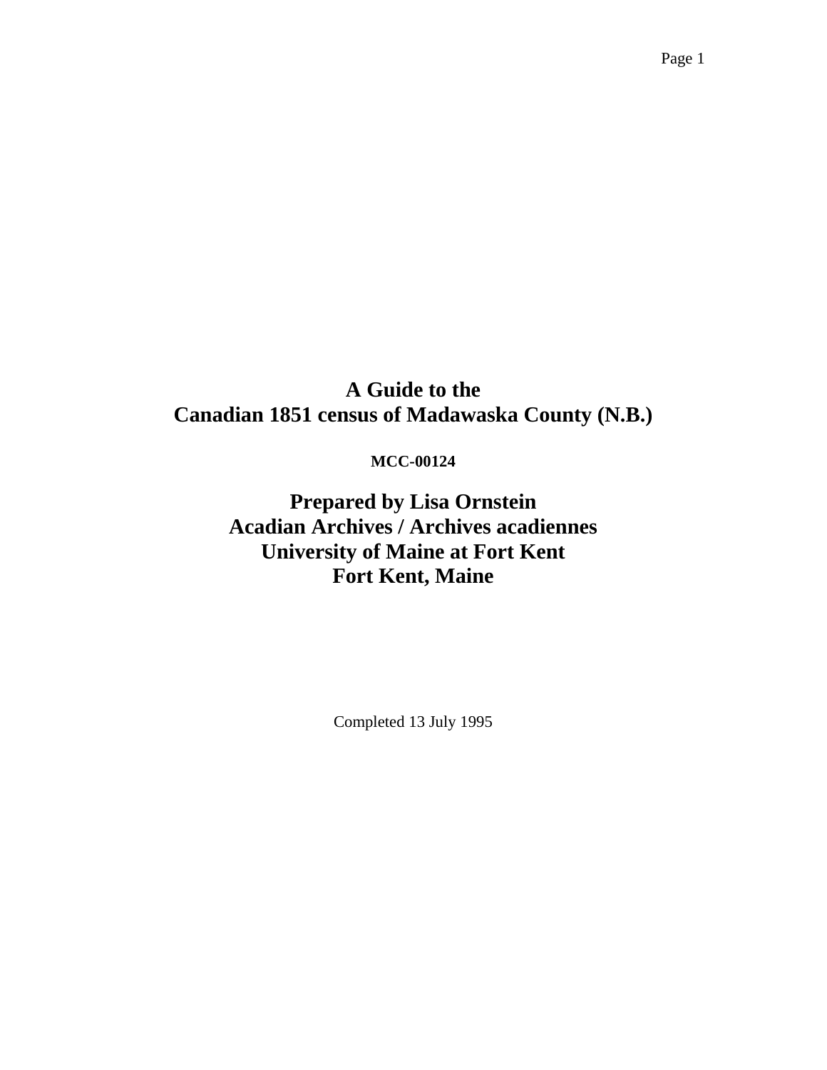# A Guide to the Canadian 1851 census of Madawaska County (N.B.)

**MCC-00124**

## Prepared by Lisa Ornstein
## Acadian Archives / Archives acadiennes
## University of Maine at Fort Kent
## Fort Kent, Maine

Completed 13 July 1995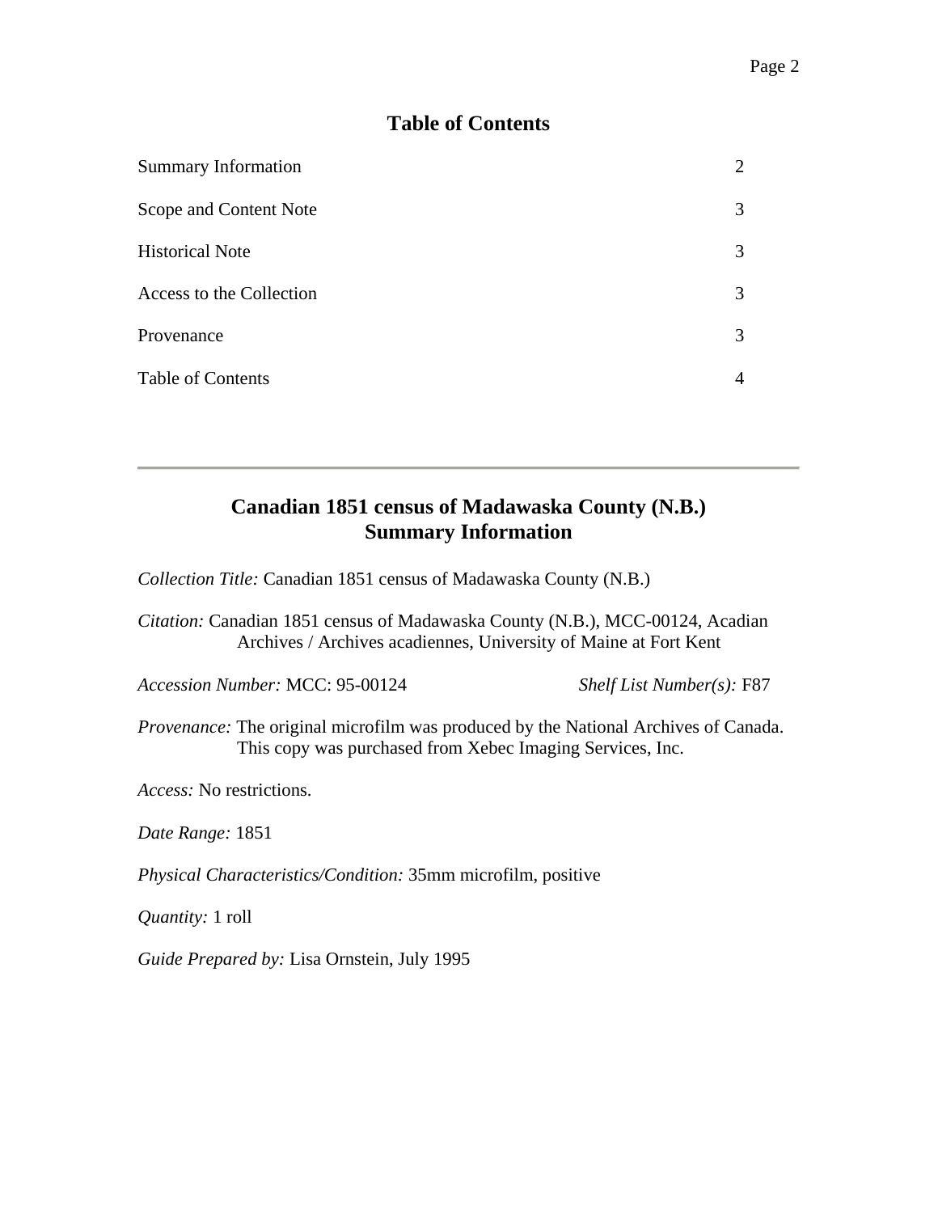## Table of Contents

| | |
|---|---|
| Summary Information | 2 |
| Scope and Content Note | 3 |
| Historical Note | 3 |
| Access to the Collection | 3 |
| Provenance | 3 |
| Table of Contents | 4 |

---

# Canadian 1851 census of Madawaska County (N.B.) Summary Information

*Collection Title:* Canadian 1851 census of Madawaska County (N.B.)

*Citation:* Canadian 1851 census of Madawaska County (N.B.), MCC-00124, Acadian Archives / Archives acadiennes, University of Maine at Fort Kent

*Accession Number:* MCC: 95-00124 *Shelf List Number(s):* F87

*Provenance:* The original microfilm was produced by the National Archives of Canada. This copy was purchased from Xebec Imaging Services, Inc.

*Access:* No restrictions.

*Date Range:* 1851

*Physical Characteristics/Condition:* 35mm microfilm, positive

*Quantity:* 1 roll

*Guide Prepared by:* Lisa Ornstein, July 1995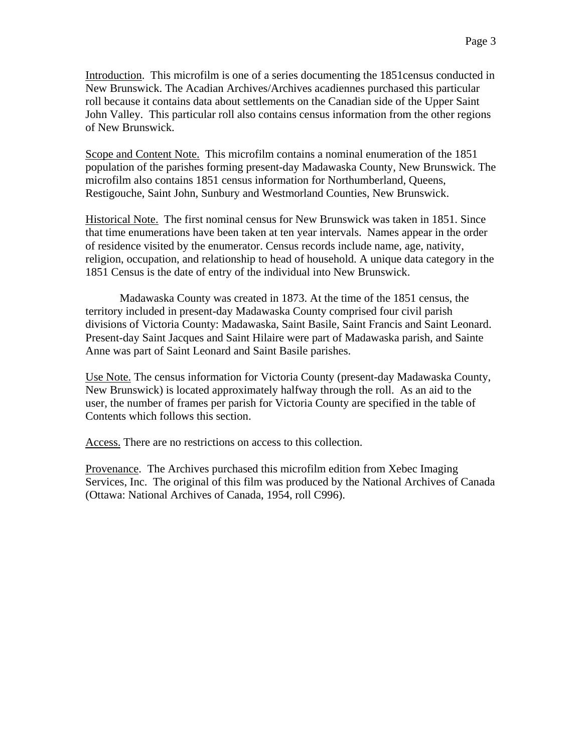Introduction. This microfilm is one of a series documenting the 1851census conducted in New Brunswick. The Acadian Archives/Archives acadiennes purchased this particular roll because it contains data about settlements on the Canadian side of the Upper Saint John Valley. This particular roll also contains census information from the other regions of New Brunswick.

Scope and Content Note. This microfilm contains a nominal enumeration of the 1851 population of the parishes forming present-day Madawaska County, New Brunswick. The microfilm also contains 1851 census information for Northumberland, Queens, Restigouche, Saint John, Sunbury and Westmorland Counties, New Brunswick.

Historical Note. The first nominal census for New Brunswick was taken in 1851. Since that time enumerations have been taken at ten year intervals. Names appear in the order of residence visited by the enumerator. Census records include name, age, nativity, religion, occupation, and relationship to head of household. A unique data category in the 1851 Census is the date of entry of the individual into New Brunswick.

Madawaska County was created in 1873. At the time of the 1851 census, the territory included in present-day Madawaska County comprised four civil parish divisions of Victoria County: Madawaska, Saint Basile, Saint Francis and Saint Leonard. Present-day Saint Jacques and Saint Hilaire were part of Madawaska parish, and Sainte Anne was part of Saint Leonard and Saint Basile parishes.

Use Note. The census information for Victoria County (present-day Madawaska County, New Brunswick) is located approximately halfway through the roll. As an aid to the user, the number of frames per parish for Victoria County are specified in the table of Contents which follows this section.

Access. There are no restrictions on access to this collection.

Provenance. The Archives purchased this microfilm edition from Xebec Imaging Services, Inc. The original of this film was produced by the National Archives of Canada (Ottawa: National Archives of Canada, 1954, roll C996).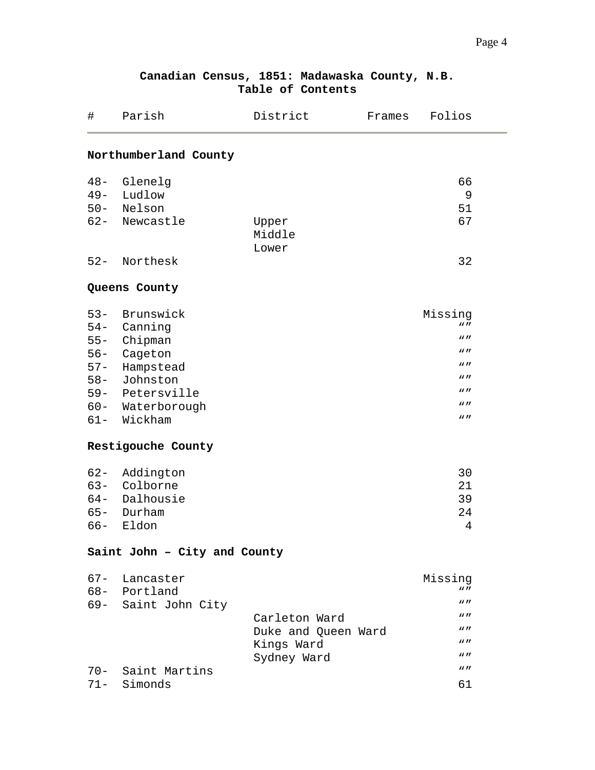**Canadian Census, 1851: Madawaska County, N.B.**
**Table of Contents**

| # | Parish | District | Frames | Folios |
|---|---|---|---|---|
| | **Northumberland County** | | | |
| 48- | Glenelg | | | 66 |
| 49- | Ludlow | | | 9 |
| 50- | Nelson | | | 51 |
| 62- | Newcastle | Upper<br>Middle<br>Lower | | 67 |
| 52- | Northesk | | | 32 |
| | **Queens County** | | | |
| 53- | Brunswick | | | Missing |
| 54- | Canning | | | “” |
| 55- | Chipman | | | “” |
| 56- | Cageton | | | “” |
| 57- | Hampstead | | | “” |
| 58- | Johnston | | | “” |
| 59- | Petersville | | | “” |
| 60- | Waterborough | | | “” |
| 61- | Wickham | | | “” |
| | **Restigouche County** | | | |
| 62- | Addington | | | 30 |
| 63- | Colborne | | | 21 |
| 64- | Dalhousie | | | 39 |
| 65- | Durham | | | 24 |
| 66- | Eldon | | | 4 |
| | **Saint John – City and County** | | | |
| 67- | Lancaster | | | Missing |
| 68- | Portland | | | “” |
| 69- | Saint John City | | | “” |
| | | Carleton Ward | | “” |
| | | Duke and Queen Ward | | “” |
| | | Kings Ward | | “” |
| | | Sydney Ward | | “” |
| 70- | Saint Martins | | | “” |
| 71- | Simonds | | | 61 |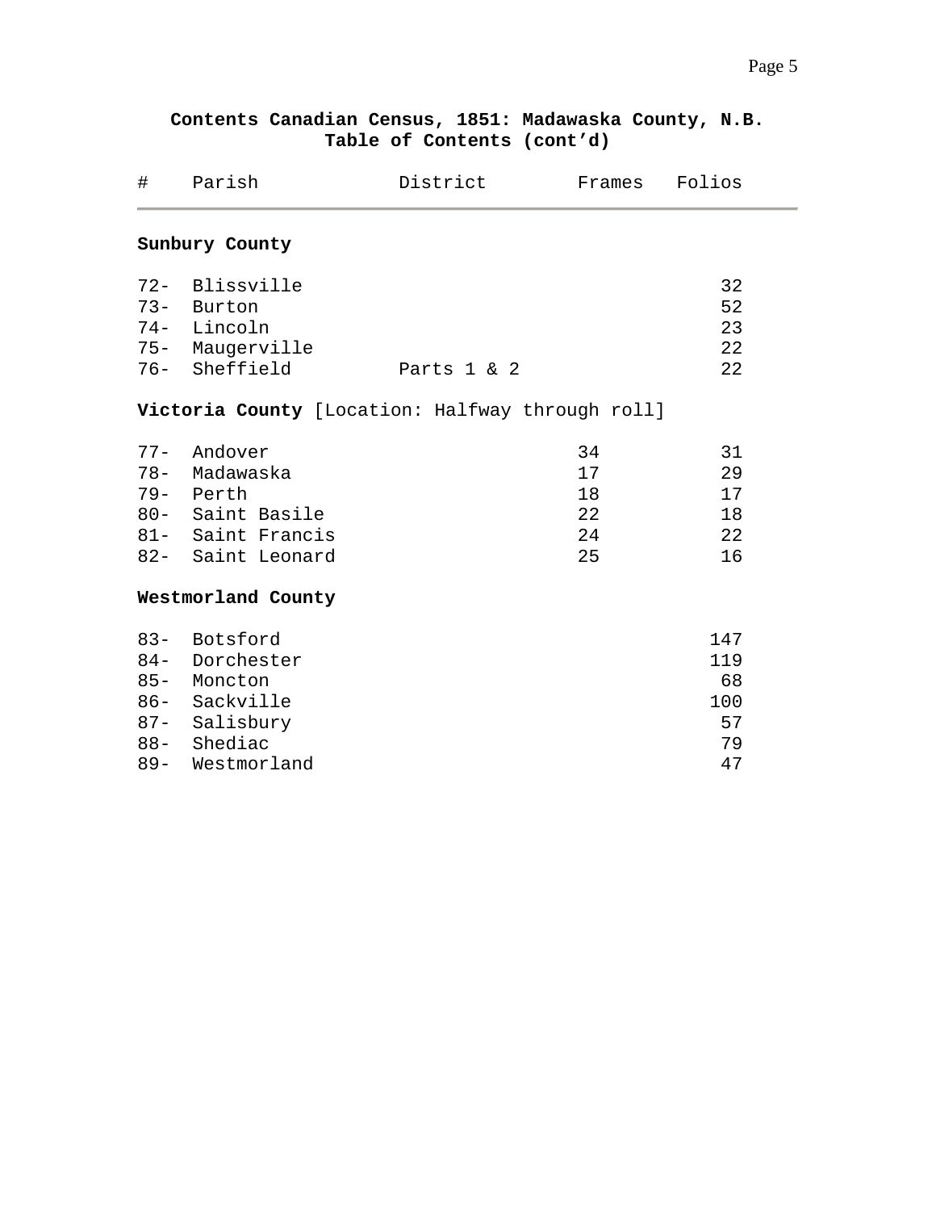**Contents Canadian Census, 1851: Madawaska County, N.B.**
**Table of Contents (cont'd)**

| # | Parish | District | Frames | Folios |
|---|---|---|---|---|
| **Sunbury County** | | | | |
| 72- | Blissville | | | 32 |
| 73- | Burton | | | 52 |
| 74- | Lincoln | | | 23 |
| 75- | Maugerville | | | 22 |
| 76- | Sheffield | Parts 1 & 2 | | 22 |
| **Victoria County** [Location: Halfway through roll] | | | | |
| 77- | Andover | | 34 | 31 |
| 78- | Madawaska | | 17 | 29 |
| 79- | Perth | | 18 | 17 |
| 80- | Saint Basile | | 22 | 18 |
| 81- | Saint Francis | | 24 | 22 |
| 82- | Saint Leonard | | 25 | 16 |
| **Westmorland County** | | | | |
| 83- | Botsford | | | 147 |
| 84- | Dorchester | | | 119 |
| 85- | Moncton | | | 68 |
| 86- | Sackville | | | 100 |
| 87- | Salisbury | | | 57 |
| 88- | Shediac | | | 79 |
| 89- | Westmorland | | | 47 |